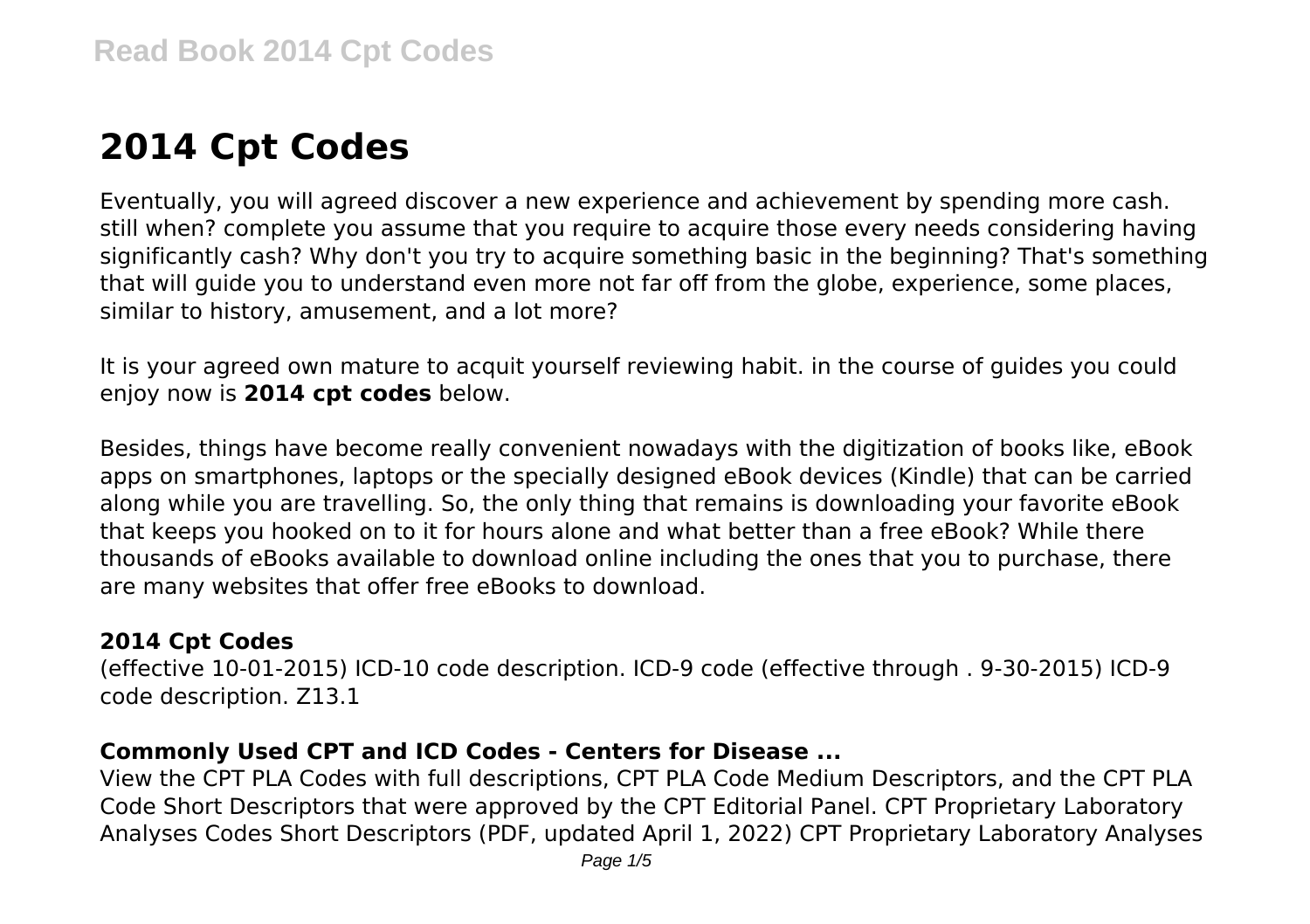# 2014 Cpt Codes

Eventually, you will agreed discover a new experience and achievement by spending more cash. still when? complete you assume that you require to acquire those every needs considering having significantly cash? Why don't you try to acquire something basic in the beginning? That's something that will guide you to understand even more not far off from the globe, experience, some places, similar to history, amusement, and a lot more?

It is your agreed own mature to acquit yourself reviewing habit. in the course of guides you could enjoy now is **2014 cpt codes** below.

Besides, things have become really convenient nowadays with the digitization of books like, eBook apps on smartphones, laptops or the specially designed eBook devices (Kindle) that can be carried along while you are travelling. So, the only thing that remains is downloading your favorite eBook that keeps you hooked on to it for hours alone and what better than a free eBook? While there thousands of eBooks available to download online including the ones that you to purchase, there are many websites that offer free eBooks to download.

### 2014 Cpt Codes

(effective 10-01-2015) ICD-10 code description. ICD-9 code (effective through . 9-30-2015) ICD-9 code description. Z13.1

### Commonly Used CPT and ICD Codes - Centers for Disease ...

View the CPT PLA Codes with full descriptions, CPT PLA Code Medium Descriptors, and the CPT PLA Code Short Descriptors that were approved by the CPT Editorial Panel. CPT Proprietary Laboratory Analyses Codes Short Descriptors (PDF, updated April 1, 2022) CPT Proprietary Laboratory Analyses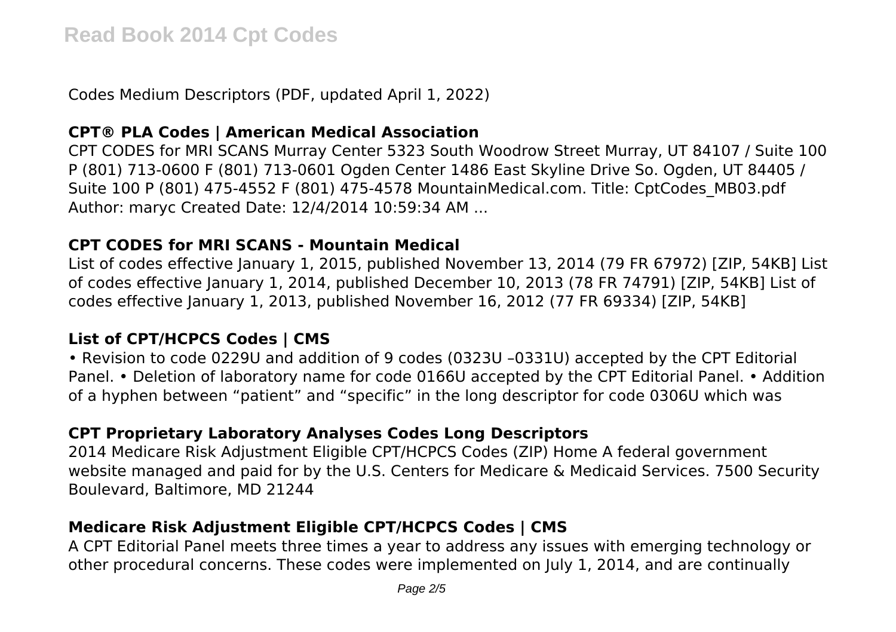Codes Medium Descriptors (PDF, updated April 1, 2022)

### CPT® PLA Codes | American Medical Association

CPT CODES for MRI SCANS Murray Center 5323 South Woodrow Street Murray, UT 84107 / Suite 100 P (801) 713-0600 F (801) 713-0601 Ogden Center 1486 East Skyline Drive So. Ogden, UT 84405 / Suite 100 P (801) 475-4552 F (801) 475-4578 MountainMedical.com. Title: CptCodes_MB03.pdf Author: maryc Created Date: 12/4/2014 10:59:34 AM ...

### CPT CODES for MRI SCANS - Mountain Medical

List of codes effective January 1, 2015, published November 13, 2014 (79 FR 67972) [ZIP, 54KB] List of codes effective January 1, 2014, published December 10, 2013 (78 FR 74791) [ZIP, 54KB] List of codes effective January 1, 2013, published November 16, 2012 (77 FR 69334) [ZIP, 54KB]

### List of CPT/HCPCS Codes | CMS

• Revision to code 0229U and addition of 9 codes (0323U –0331U) accepted by the CPT Editorial Panel. • Deletion of laboratory name for code 0166U accepted by the CPT Editorial Panel. • Addition of a hyphen between "patient" and "specific" in the long descriptor for code 0306U which was

### CPT Proprietary Laboratory Analyses Codes Long Descriptors

2014 Medicare Risk Adjustment Eligible CPT/HCPCS Codes (ZIP) Home A federal government website managed and paid for by the U.S. Centers for Medicare & Medicaid Services. 7500 Security Boulevard, Baltimore, MD 21244

### Medicare Risk Adjustment Eligible CPT/HCPCS Codes | CMS

A CPT Editorial Panel meets three times a year to address any issues with emerging technology or other procedural concerns. These codes were implemented on July 1, 2014, and are continually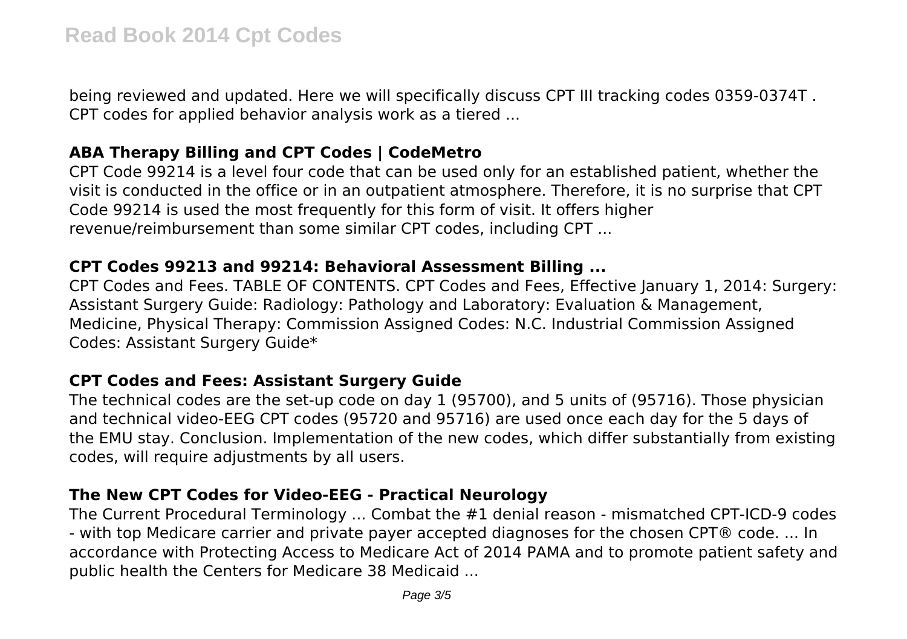being reviewed and updated. Here we will specifically discuss CPT III tracking codes 0359-0374T . CPT codes for applied behavior analysis work as a tiered ...

### ABA Therapy Billing and CPT Codes | CodeMetro

CPT Code 99214 is a level four code that can be used only for an established patient, whether the visit is conducted in the office or in an outpatient atmosphere. Therefore, it is no surprise that CPT Code 99214 is used the most frequently for this form of visit. It offers higher revenue/reimbursement than some similar CPT codes, including CPT ...

### CPT Codes 99213 and 99214: Behavioral Assessment Billing ...

CPT Codes and Fees. TABLE OF CONTENTS. CPT Codes and Fees, Effective January 1, 2014: Surgery: Assistant Surgery Guide: Radiology: Pathology and Laboratory: Evaluation & Management, Medicine, Physical Therapy: Commission Assigned Codes: N.C. Industrial Commission Assigned Codes: Assistant Surgery Guide*

### CPT Codes and Fees: Assistant Surgery Guide

The technical codes are the set-up code on day 1 (95700), and 5 units of (95716). Those physician and technical video-EEG CPT codes (95720 and 95716) are used once each day for the 5 days of the EMU stay. Conclusion. Implementation of the new codes, which differ substantially from existing codes, will require adjustments by all users.

### The New CPT Codes for Video-EEG - Practical Neurology

The Current Procedural Terminology ... Combat the #1 denial reason - mismatched CPT-ICD-9 codes - with top Medicare carrier and private payer accepted diagnoses for the chosen CPT® code. ... In accordance with Protecting Access to Medicare Act of 2014 PAMA and to promote patient safety and public health the Centers for Medicare 38 Medicaid ...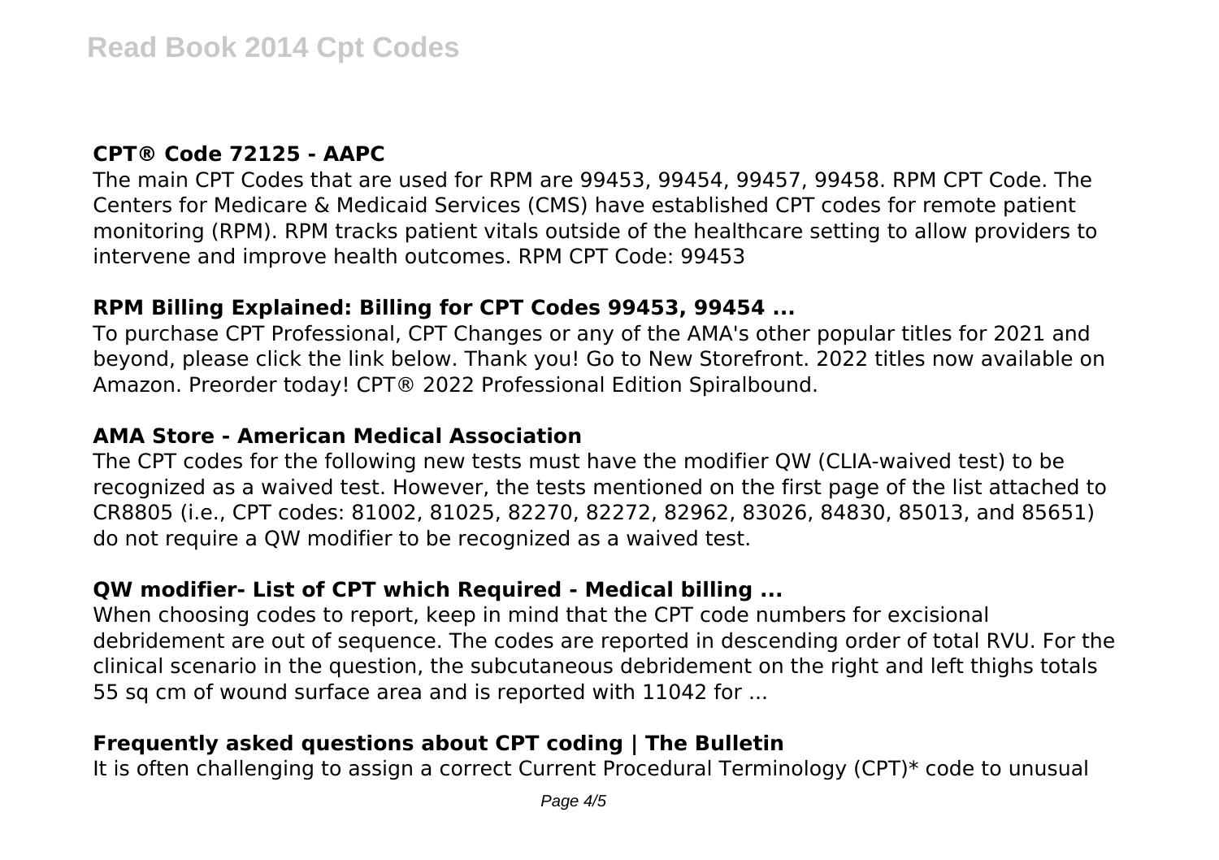### CPT® Code 72125 - AAPC

The main CPT Codes that are used for RPM are 99453, 99454, 99457, 99458. RPM CPT Code. The Centers for Medicare & Medicaid Services (CMS) have established CPT codes for remote patient monitoring (RPM). RPM tracks patient vitals outside of the healthcare setting to allow providers to intervene and improve health outcomes. RPM CPT Code: 99453

### RPM Billing Explained: Billing for CPT Codes 99453, 99454 ...

To purchase CPT Professional, CPT Changes or any of the AMA's other popular titles for 2021 and beyond, please click the link below. Thank you! Go to New Storefront. 2022 titles now available on Amazon. Preorder today! CPT® 2022 Professional Edition Spiralbound.

### AMA Store - American Medical Association

The CPT codes for the following new tests must have the modifier QW (CLIA-waived test) to be recognized as a waived test. However, the tests mentioned on the first page of the list attached to CR8805 (i.e., CPT codes: 81002, 81025, 82270, 82272, 82962, 83026, 84830, 85013, and 85651) do not require a QW modifier to be recognized as a waived test.

### QW modifier- List of CPT which Required - Medical billing ...

When choosing codes to report, keep in mind that the CPT code numbers for excisional debridement are out of sequence. The codes are reported in descending order of total RVU. For the clinical scenario in the question, the subcutaneous debridement on the right and left thighs totals 55 sq cm of wound surface area and is reported with 11042 for ...

### Frequently asked questions about CPT coding | The Bulletin

It is often challenging to assign a correct Current Procedural Terminology (CPT)* code to unusual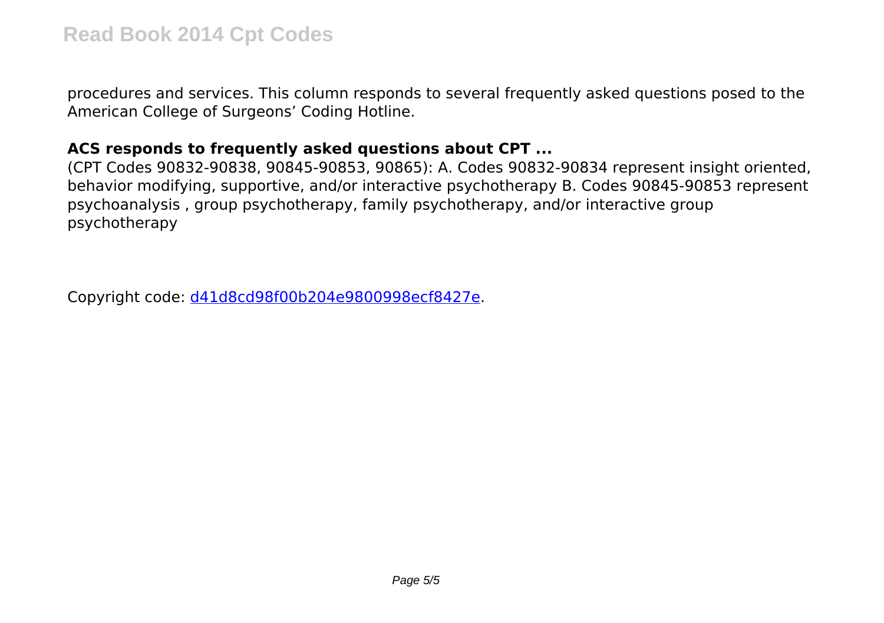procedures and services. This column responds to several frequently asked questions posed to the American College of Surgeons' Coding Hotline.

**ACS responds to frequently asked questions about CPT ...**

(CPT Codes 90832-90838, 90845-90853, 90865): A. Codes 90832-90834 represent insight oriented, behavior modifying, supportive, and/or interactive psychotherapy B. Codes 90845-90853 represent psychoanalysis , group psychotherapy, family psychotherapy, and/or interactive group psychotherapy

Copyright code: d41d8cd98f00b204e9800998ecf8427e.